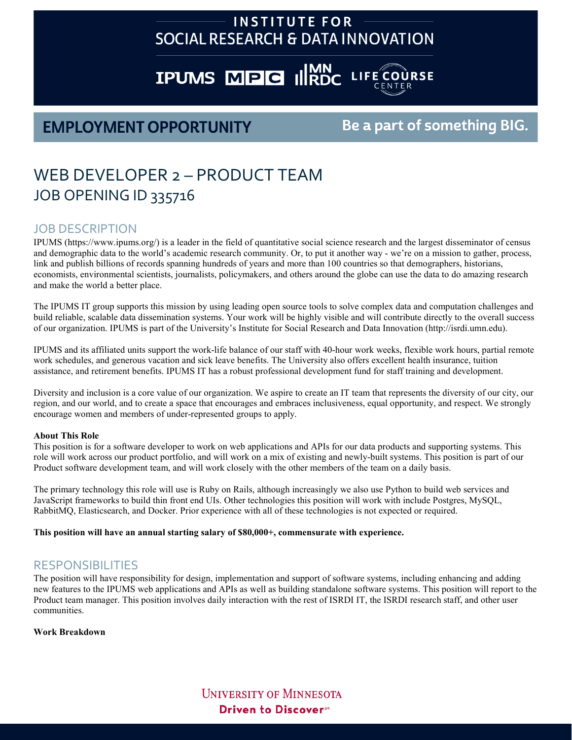# INSTITUTE FOR SOCIAL RESEARCH & DATA INNOVATION

IPUMS MPC MN RDC LIFE COURSE CENTER

## EMPLOYMENT OPPORTUNITY

**Be a part of something BIG.**

# WEB DEVELOPER 2 – PRODUCT TEAM
## JOB OPENING ID 335716

## JOB DESCRIPTION

IPUMS (https://www.ipums.org/) is a leader in the field of quantitative social science research and the largest disseminator of census and demographic data to the world's academic research community. Or, to put it another way - we're on a mission to gather, process, link and publish billions of records spanning hundreds of years and more than 100 countries so that demographers, historians, economists, environmental scientists, journalists, policymakers, and others around the globe can use the data to do amazing research and make the world a better place.

The IPUMS IT group supports this mission by using leading open source tools to solve complex data and computation challenges and build reliable, scalable data dissemination systems. Your work will be highly visible and will contribute directly to the overall success of our organization. IPUMS is part of the University's Institute for Social Research and Data Innovation (http://isrdi.umn.edu).

IPUMS and its affiliated units support the work-life balance of our staff with 40-hour work weeks, flexible work hours, partial remote work schedules, and generous vacation and sick leave benefits. The University also offers excellent health insurance, tuition assistance, and retirement benefits. IPUMS IT has a robust professional development fund for staff training and development.

Diversity and inclusion is a core value of our organization. We aspire to create an IT team that represents the diversity of our city, our region, and our world, and to create a space that encourages and embraces inclusiveness, equal opportunity, and respect. We strongly encourage women and members of under-represented groups to apply.

**About This Role**

This position is for a software developer to work on web applications and APIs for our data products and supporting systems. This role will work across our product portfolio, and will work on a mix of existing and newly-built systems. This position is part of our Product software development team, and will work closely with the other members of the team on a daily basis.

The primary technology this role will use is Ruby on Rails, although increasingly we also use Python to build web services and JavaScript frameworks to build thin front end UIs. Other technologies this position will work with include Postgres, MySQL, RabbitMQ, Elasticsearch, and Docker. Prior experience with all of these technologies is not expected or required.

**This position will have an annual starting salary of $80,000+, commensurate with experience.**

## RESPONSIBILITIES

The position will have responsibility for design, implementation and support of software systems, including enhancing and adding new features to the IPUMS web applications and APIs as well as building standalone software systems. This position will report to the Product team manager. This position involves daily interaction with the rest of ISRDI IT, the ISRDI research staff, and other user communities.

**Work Breakdown**

UNIVERSITY OF MINNESOTA
Driven to Discover℠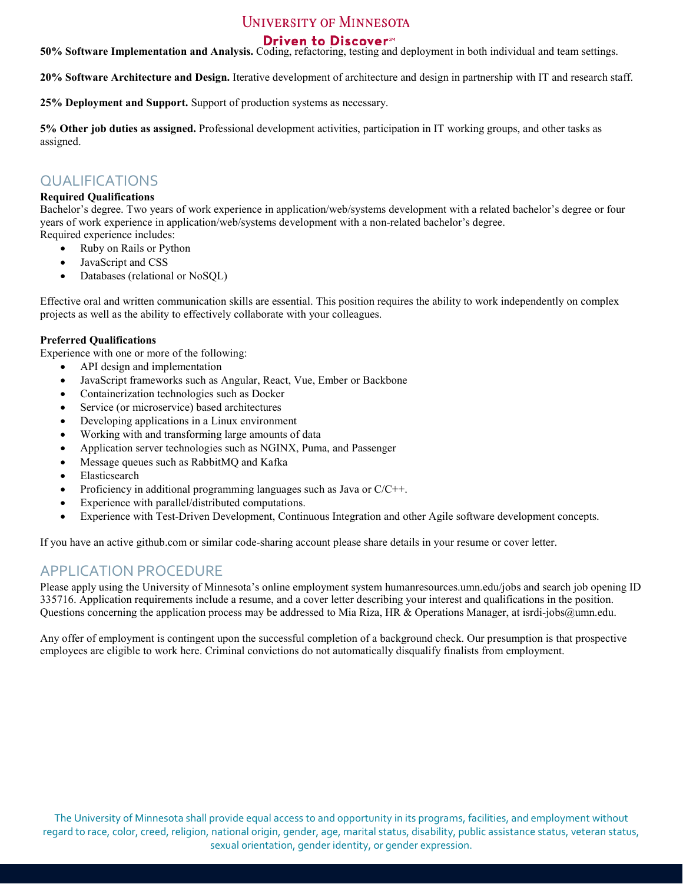**50% Software Implementation and Analysis.** Coding, refactoring, testing and deployment in both individual and team settings.

**20% Software Architecture and Design.** Iterative development of architecture and design in partnership with IT and research staff.

**25% Deployment and Support.** Support of production systems as necessary.

**5% Other job duties as assigned.** Professional development activities, participation in IT working groups, and other tasks as assigned.

## QUALIFICATIONS

**Required Qualifications**

Bachelor's degree. Two years of work experience in application/web/systems development with a related bachelor's degree or four years of work experience in application/web/systems development with a non-related bachelor's degree.

Required experience includes:

- Ruby on Rails or Python
- JavaScript and CSS
- Databases (relational or NoSQL)

Effective oral and written communication skills are essential. This position requires the ability to work independently on complex projects as well as the ability to effectively collaborate with your colleagues.

**Preferred Qualifications**

Experience with one or more of the following:

- API design and implementation
- JavaScript frameworks such as Angular, React, Vue, Ember or Backbone
- Containerization technologies such as Docker
- Service (or microservice) based architectures
- Developing applications in a Linux environment
- Working with and transforming large amounts of data
- Application server technologies such as NGINX, Puma, and Passenger
- Message queues such as RabbitMQ and Kafka
- Elasticsearch
- Proficiency in additional programming languages such as Java or C/C++.
- Experience with parallel/distributed computations.
- Experience with Test-Driven Development, Continuous Integration and other Agile software development concepts.

If you have an active github.com or similar code-sharing account please share details in your resume or cover letter.

## APPLICATION PROCEDURE

Please apply using the University of Minnesota's online employment system humanresources.umn.edu/jobs and search job opening ID 335716. Application requirements include a resume, and a cover letter describing your interest and qualifications in the position. Questions concerning the application process may be addressed to Mia Riza, HR & Operations Manager, at isrdi-jobs@umn.edu.

Any offer of employment is contingent upon the successful completion of a background check. Our presumption is that prospective employees are eligible to work here. Criminal convictions do not automatically disqualify finalists from employment.

The University of Minnesota shall provide equal access to and opportunity in its programs, facilities, and employment without regard to race, color, creed, religion, national origin, gender, age, marital status, disability, public assistance status, veteran status, sexual orientation, gender identity, or gender expression.